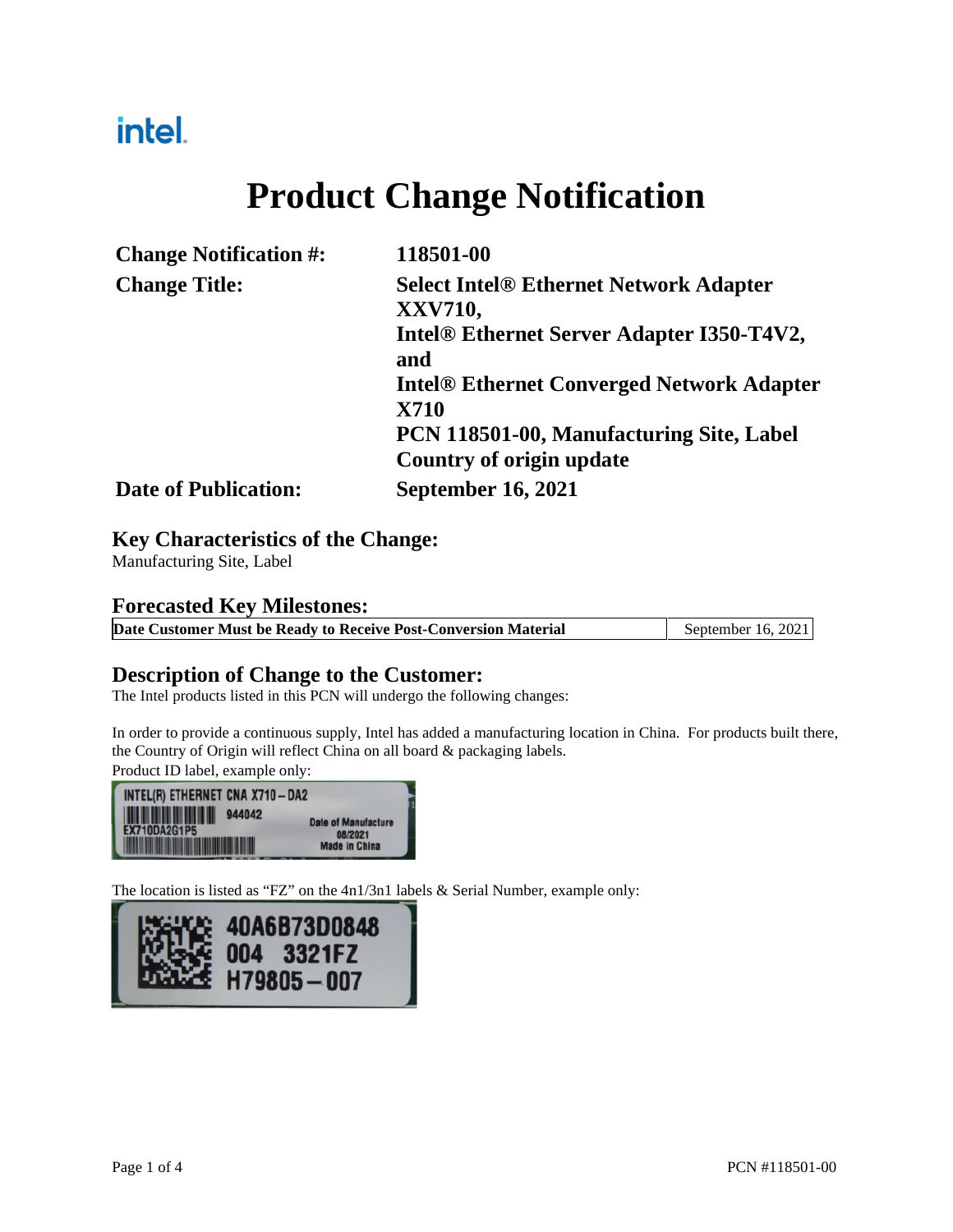# Product Change Notification

| | |
|---|---|
| **Change Notification #:** | **118501-00** |
| **Change Title:** | **Select Intel® Ethernet Network Adapter XXV710, Intel® Ethernet Server Adapter I350-T4V2, and Intel® Ethernet Converged Network Adapter X710 PCN 118501-00, Manufacturing Site, Label Country of origin update** |
| **Date of Publication:** | **September 16, 2021** |

## Key Characteristics of the Change:

Manufacturing Site, Label

## Forecasted Key Milestones:

| **Date Customer Must be Ready to Receive Post-Conversion Material** | September 16, 2021 |
|---|---|

## Description of Change to the Customer:

The Intel products listed in this PCN will undergo the following changes:

In order to provide a continuous supply, Intel has added a manufacturing location in China. For products built there, the Country of Origin will reflect China on all board & packaging labels.

Product ID label, example only:

The location is listed as "FZ" on the 4n1/3n1 labels & Serial Number, example only: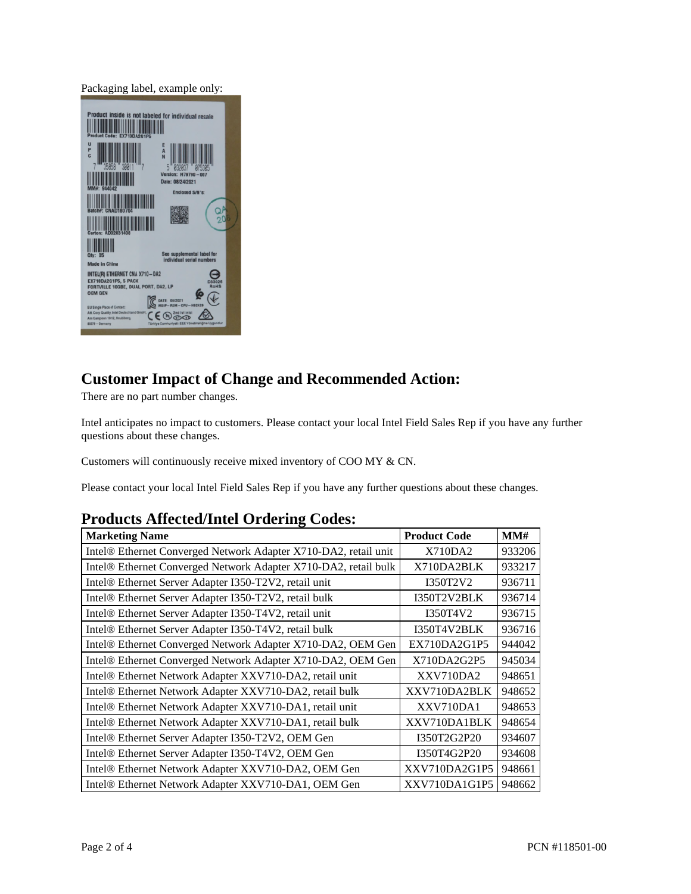Packaging label, example only:

## Customer Impact of Change and Recommended Action:

There are no part number changes.

Intel anticipates no impact to customers. Please contact your local Intel Field Sales Rep if you have any further questions about these changes.

Customers will continuously receive mixed inventory of COO MY & CN.

Please contact your local Intel Field Sales Rep if you have any further questions about these changes.

## Products Affected/Intel Ordering Codes:

| Marketing Name | Product Code | MM# |
|---|---|---|
| Intel® Ethernet Converged Network Adapter X710-DA2, retail unit | X710DA2 | 933206 |
| Intel® Ethernet Converged Network Adapter X710-DA2, retail bulk | X710DA2BLK | 933217 |
| Intel® Ethernet Server Adapter I350-T2V2, retail unit | I350T2V2 | 936711 |
| Intel® Ethernet Server Adapter I350-T2V2, retail bulk | I350T2V2BLK | 936714 |
| Intel® Ethernet Server Adapter I350-T4V2, retail unit | I350T4V2 | 936715 |
| Intel® Ethernet Server Adapter I350-T4V2, retail bulk | I350T4V2BLK | 936716 |
| Intel® Ethernet Converged Network Adapter X710-DA2, OEM Gen | EX710DA2G1P5 | 944042 |
| Intel® Ethernet Converged Network Adapter X710-DA2, OEM Gen | X710DA2G2P5 | 945034 |
| Intel® Ethernet Network Adapter XXV710-DA2, retail unit | XXV710DA2 | 948651 |
| Intel® Ethernet Network Adapter XXV710-DA2, retail bulk | XXV710DA2BLK | 948652 |
| Intel® Ethernet Network Adapter XXV710-DA1, retail unit | XXV710DA1 | 948653 |
| Intel® Ethernet Network Adapter XXV710-DA1, retail bulk | XXV710DA1BLK | 948654 |
| Intel® Ethernet Server Adapter I350-T2V2, OEM Gen | I350T2G2P20 | 934607 |
| Intel® Ethernet Server Adapter I350-T4V2, OEM Gen | I350T4G2P20 | 934608 |
| Intel® Ethernet Network Adapter XXV710-DA2, OEM Gen | XXV710DA2G1P5 | 948661 |
| Intel® Ethernet Network Adapter XXV710-DA1, OEM Gen | XXV710DA1G1P5 | 948662 |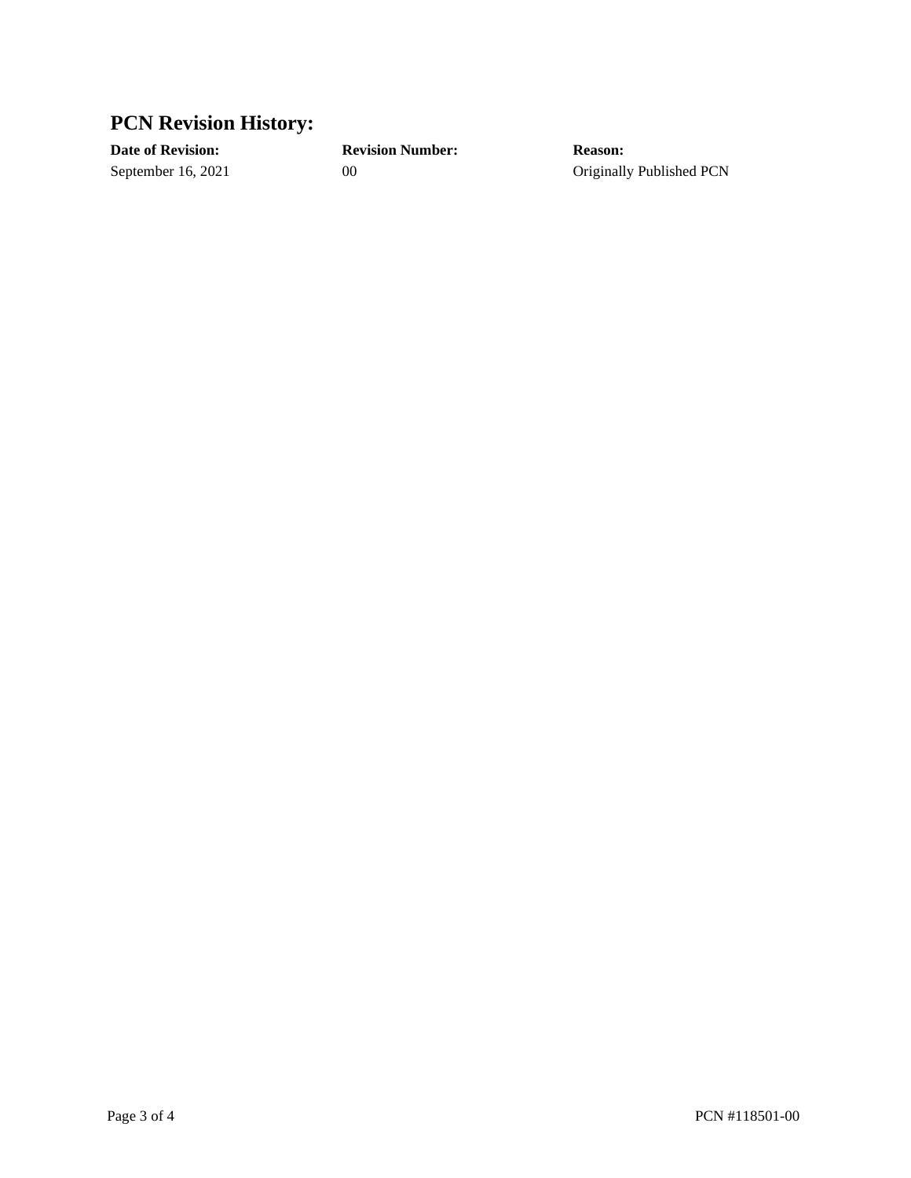## PCN Revision History:

| Date of Revision: | Revision Number: | Reason: |
| --- | --- | --- |
| September 16, 2021 | 00 | Originally Published PCN |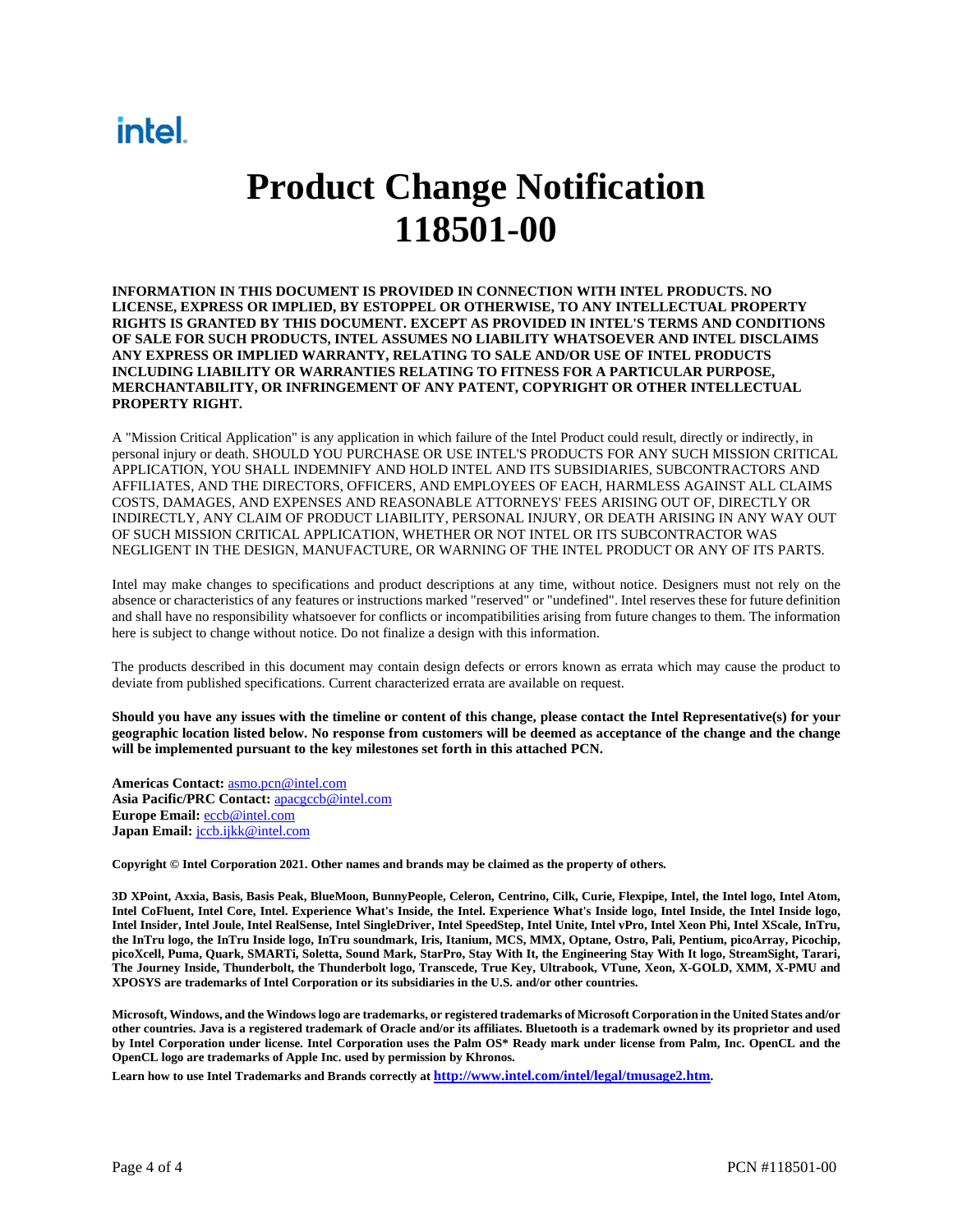intel.

# Product Change Notification 118501-00

**INFORMATION IN THIS DOCUMENT IS PROVIDED IN CONNECTION WITH INTEL PRODUCTS. NO LICENSE, EXPRESS OR IMPLIED, BY ESTOPPEL OR OTHERWISE, TO ANY INTELLECTUAL PROPERTY RIGHTS IS GRANTED BY THIS DOCUMENT. EXCEPT AS PROVIDED IN INTEL'S TERMS AND CONDITIONS OF SALE FOR SUCH PRODUCTS, INTEL ASSUMES NO LIABILITY WHATSOEVER AND INTEL DISCLAIMS ANY EXPRESS OR IMPLIED WARRANTY, RELATING TO SALE AND/OR USE OF INTEL PRODUCTS INCLUDING LIABILITY OR WARRANTIES RELATING TO FITNESS FOR A PARTICULAR PURPOSE, MERCHANTABILITY, OR INFRINGEMENT OF ANY PATENT, COPYRIGHT OR OTHER INTELLECTUAL PROPERTY RIGHT.**

A "Mission Critical Application" is any application in which failure of the Intel Product could result, directly or indirectly, in personal injury or death. SHOULD YOU PURCHASE OR USE INTEL'S PRODUCTS FOR ANY SUCH MISSION CRITICAL APPLICATION, YOU SHALL INDEMNIFY AND HOLD INTEL AND ITS SUBSIDIARIES, SUBCONTRACTORS AND AFFILIATES, AND THE DIRECTORS, OFFICERS, AND EMPLOYEES OF EACH, HARMLESS AGAINST ALL CLAIMS COSTS, DAMAGES, AND EXPENSES AND REASONABLE ATTORNEYS' FEES ARISING OUT OF, DIRECTLY OR INDIRECTLY, ANY CLAIM OF PRODUCT LIABILITY, PERSONAL INJURY, OR DEATH ARISING IN ANY WAY OUT OF SUCH MISSION CRITICAL APPLICATION, WHETHER OR NOT INTEL OR ITS SUBCONTRACTOR WAS NEGLIGENT IN THE DESIGN, MANUFACTURE, OR WARNING OF THE INTEL PRODUCT OR ANY OF ITS PARTS.

Intel may make changes to specifications and product descriptions at any time, without notice. Designers must not rely on the absence or characteristics of any features or instructions marked "reserved" or "undefined". Intel reserves these for future definition and shall have no responsibility whatsoever for conflicts or incompatibilities arising from future changes to them. The information here is subject to change without notice. Do not finalize a design with this information.

The products described in this document may contain design defects or errors known as errata which may cause the product to deviate from published specifications. Current characterized errata are available on request.

**Should you have any issues with the timeline or content of this change, please contact the Intel Representative(s) for your geographic location listed below. No response from customers will be deemed as acceptance of the change and the change will be implemented pursuant to the key milestones set forth in this attached PCN.**

**Americas Contact:** asmo.pcn@intel.com
**Asia Pacific/PRC Contact:** apacgccb@intel.com
**Europe Email:** eccb@intel.com
**Japan Email:** jccb.ijkk@intel.com

**Copyright © Intel Corporation 2021. Other names and brands may be claimed as the property of others.**

**3D XPoint, Axxia, Basis, Basis Peak, BlueMoon, BunnyPeople, Celeron, Centrino, Cilk, Curie, Flexpipe, Intel, the Intel logo, Intel Atom, Intel CoFluent, Intel Core, Intel. Experience What's Inside, the Intel. Experience What's Inside logo, Intel Inside, the Intel Inside logo, Intel Insider, Intel Joule, Intel RealSense, Intel SingleDriver, Intel SpeedStep, Intel Unite, Intel vPro, Intel Xeon Phi, Intel XScale, InTru, the InTru logo, the InTru Inside logo, InTru soundmark, Iris, Itanium, MCS, MMX, Optane, Ostro, Pali, Pentium, picoArray, Picochip, picoXcell, Puma, Quark, SMARTi, Soletta, Sound Mark, StarPro, Stay With It, the Engineering Stay With It logo, StreamSight, Tarari, The Journey Inside, Thunderbolt, the Thunderbolt logo, Transcede, True Key, Ultrabook, VTune, Xeon, X-GOLD, XMM, X-PMU and XPOSYS are trademarks of Intel Corporation or its subsidiaries in the U.S. and/or other countries.**

**Microsoft, Windows, and the Windows logo are trademarks, or registered trademarks of Microsoft Corporation in the United States and/or other countries. Java is a registered trademark of Oracle and/or its affiliates. Bluetooth is a trademark owned by its proprietor and used by Intel Corporation under license. Intel Corporation uses the Palm OS* Ready mark under license from Palm, Inc. OpenCL and the OpenCL logo are trademarks of Apple Inc. used by permission by Khronos.**

**Learn how to use Intel Trademarks and Brands correctly at http://www.intel.com/intel/legal/tmusage2.htm.**